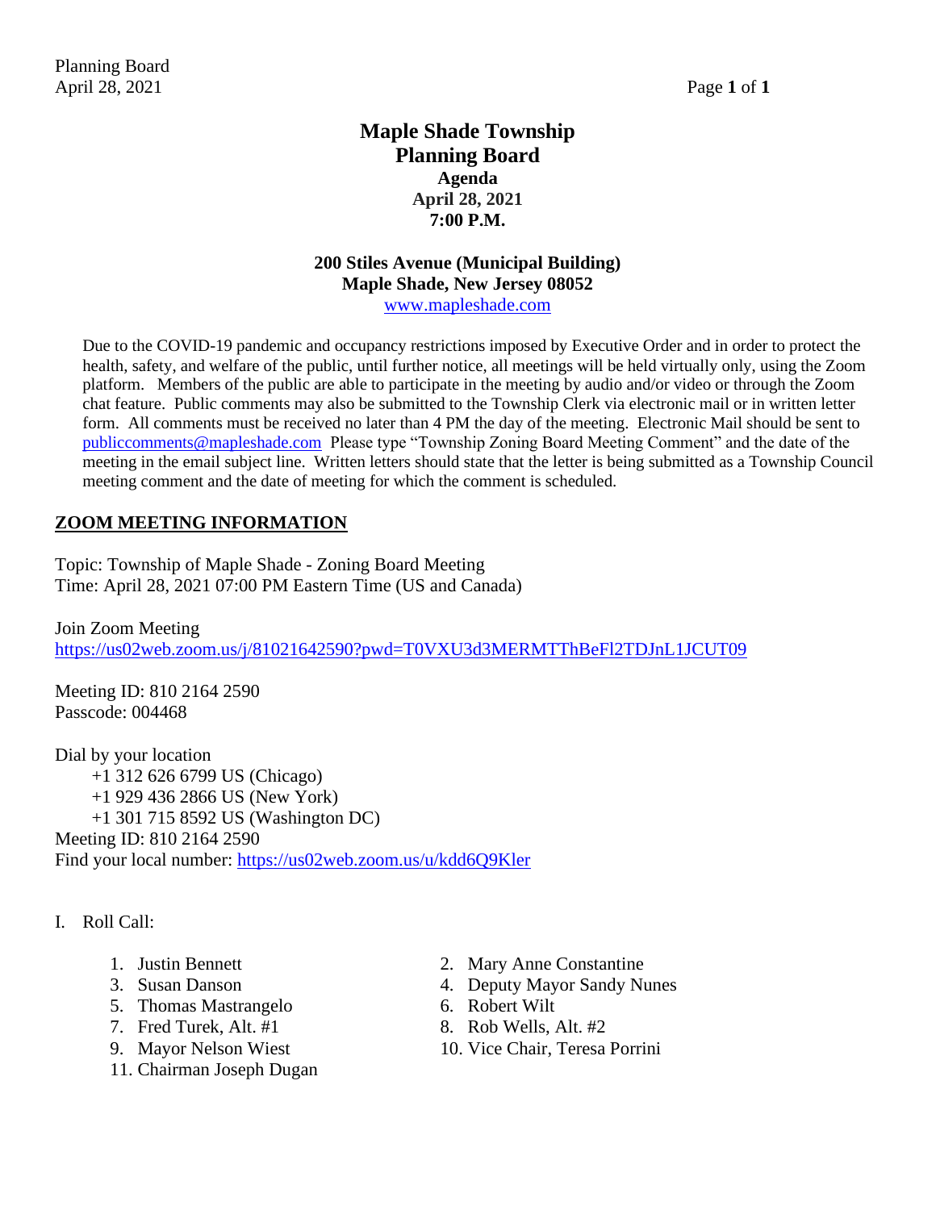# Maple Shade Township
# Planning Board
## Agenda
## April 28, 2021
## 7:00 P.M.

**200 Stiles Avenue (Municipal Building)**
**Maple Shade, New Jersey 08052**
www.mapleshade.com

Due to the COVID-19 pandemic and occupancy restrictions imposed by Executive Order and in order to protect the health, safety, and welfare of the public, until further notice, all meetings will be held virtually only, using the Zoom platform. Members of the public are able to participate in the meeting by audio and/or video or through the Zoom chat feature. Public comments may also be submitted to the Township Clerk via electronic mail or in written letter form. All comments must be received no later than 4 PM the day of the meeting. Electronic Mail should be sent to publiccomments@mapleshade.com Please type "Township Zoning Board Meeting Comment" and the date of the meeting in the email subject line. Written letters should state that the letter is being submitted as a Township Council meeting comment and the date of meeting for which the comment is scheduled.

## ZOOM MEETING INFORMATION

Topic: Township of Maple Shade - Zoning Board Meeting
Time: April 28, 2021 07:00 PM Eastern Time (US and Canada)

Join Zoom Meeting
https://us02web.zoom.us/j/81021642590?pwd=T0VXU3d3MERMTThBeFl2TDJnL1JCUT09

Meeting ID: 810 2164 2590
Passcode: 004468

Dial by your location
+1 312 626 6799 US (Chicago)
+1 929 436 2866 US (New York)
+1 301 715 8592 US (Washington DC)
Meeting ID: 810 2164 2590
Find your local number: https://us02web.zoom.us/u/kdd6Q9Kler

I. Roll Call:

1. Justin Bennett
2. Mary Anne Constantine
3. Susan Danson
4. Deputy Mayor Sandy Nunes
5. Thomas Mastrangelo
6. Robert Wilt
7. Fred Turek, Alt. #1
8. Rob Wells, Alt. #2
9. Mayor Nelson Wiest
10. Vice Chair, Teresa Porrini
11. Chairman Joseph Dugan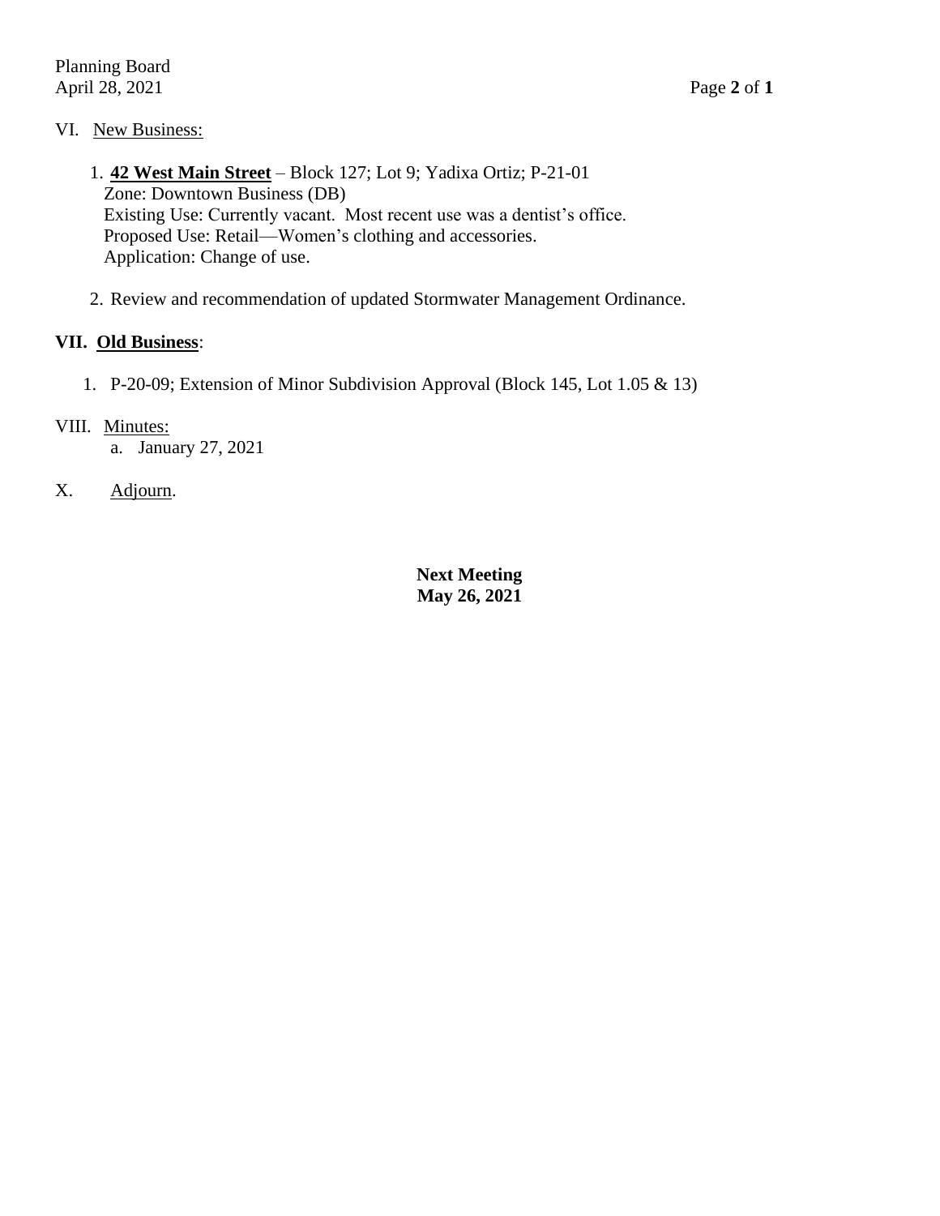VI. New Business:

1. **42 West Main Street** – Block 127; Lot 9; Yadixa Ortiz; P-21-01
   Zone: Downtown Business (DB)
   Existing Use: Currently vacant. Most recent use was a dentist's office.
   Proposed Use: Retail—Women's clothing and accessories.
   Application: Change of use.

2. Review and recommendation of updated Stormwater Management Ordinance.

**VII. Old Business**:

1. P-20-09; Extension of Minor Subdivision Approval (Block 145, Lot 1.05 & 13)

VIII. Minutes:
   a. January 27, 2021

X. Adjourn.

**Next Meeting**
**May 26, 2021**